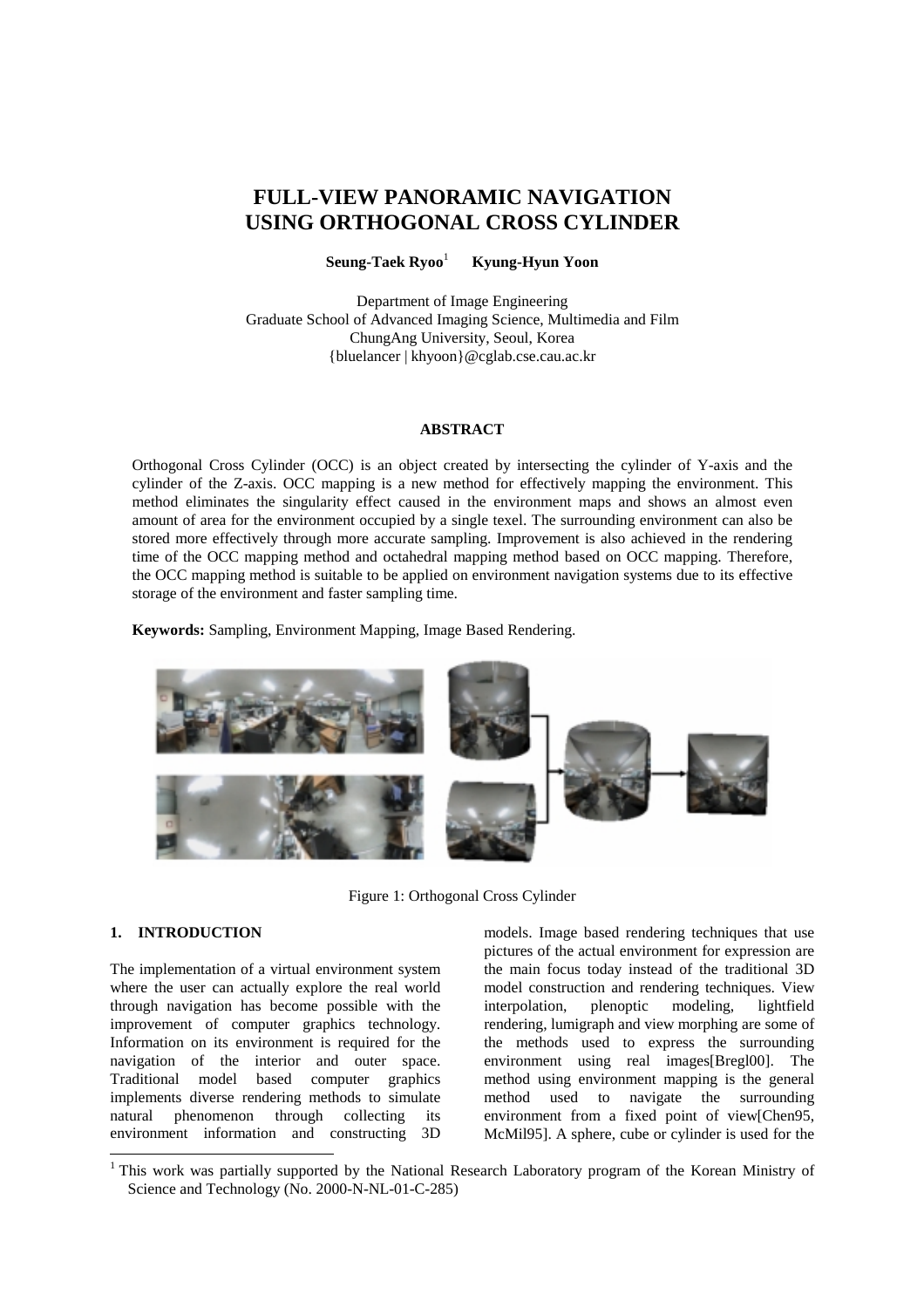# FULL-VIEW PANORAMIC NAVIGATION USING ORTHOGONAL CROSS CYLINDER

**Seung-Taek Ryoo**[1] **Kyung-Hyun Yoon**

Department of Image Engineering
Graduate School of Advanced Imaging Science, Multimedia and Film
ChungAng University, Seoul, Korea
{bluelancer | khyoon}@cglab.cse.cau.ac.kr

## ABSTRACT

Orthogonal Cross Cylinder (OCC) is an object created by intersecting the cylinder of Y-axis and the cylinder of the Z-axis. OCC mapping is a new method for effectively mapping the environment. This method eliminates the singularity effect caused in the environment maps and shows an almost even amount of area for the environment occupied by a single texel. The surrounding environment can also be stored more effectively through more accurate sampling. Improvement is also achieved in the rendering time of the OCC mapping method and octahedral mapping method based on OCC mapping. Therefore, the OCC mapping method is suitable to be applied on environment navigation systems due to its effective storage of the environment and faster sampling time.

**Keywords:** Sampling, Environment Mapping, Image Based Rendering.

Figure 1: Orthogonal Cross Cylinder

## 1. INTRODUCTION

The implementation of a virtual environment system where the user can actually explore the real world through navigation has become possible with the improvement of computer graphics technology. Information on its environment is required for the navigation of the interior and outer space. Traditional model based computer graphics implements diverse rendering methods to simulate natural phenomenon through collecting its environment information and constructing 3D models. Image based rendering techniques that use pictures of the actual environment for expression are the main focus today instead of the traditional 3D model construction and rendering techniques. View interpolation, plenoptic modeling, lightfield rendering, lumigraph and view morphing are some of the methods used to express the surrounding environment using real images[Bregl00]. The method using environment mapping is the general method used to navigate the surrounding environment from a fixed point of view[Chen95, McMil95]. A sphere, cube or cylinder is used for the

[1] This work was partially supported by the National Research Laboratory program of the Korean Ministry of Science and Technology (No. 2000-N-NL-01-C-285)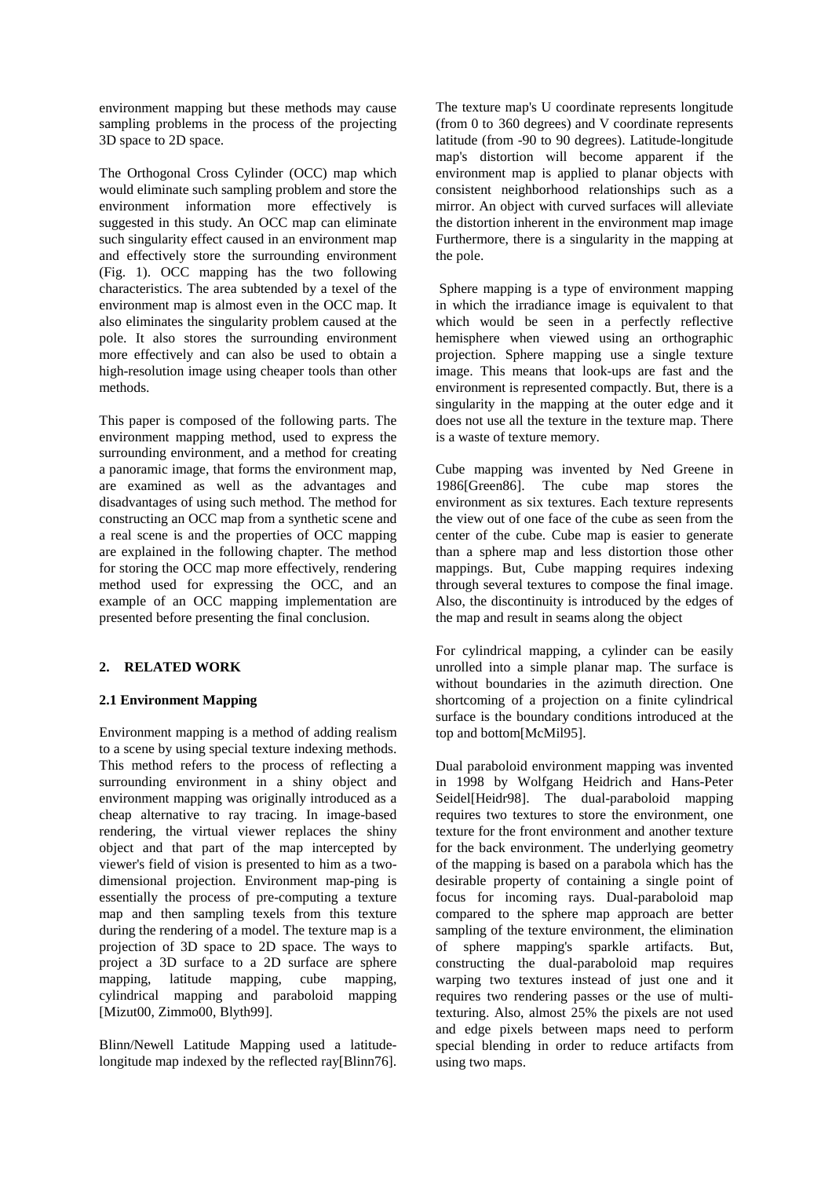environment mapping but these methods may cause sampling problems in the process of the projecting 3D space to 2D space.

The Orthogonal Cross Cylinder (OCC) map which would eliminate such sampling problem and store the environment information more effectively is suggested in this study. An OCC map can eliminate such singularity effect caused in an environment map and effectively store the surrounding environment (Fig. 1). OCC mapping has the two following characteristics. The area subtended by a texel of the environment map is almost even in the OCC map. It also eliminates the singularity problem caused at the pole. It also stores the surrounding environment more effectively and can also be used to obtain a high-resolution image using cheaper tools than other methods.

This paper is composed of the following parts. The environment mapping method, used to express the surrounding environment, and a method for creating a panoramic image, that forms the environment map, are examined as well as the advantages and disadvantages of using such method. The method for constructing an OCC map from a synthetic scene and a real scene is and the properties of OCC mapping are explained in the following chapter. The method for storing the OCC map more effectively, rendering method used for expressing the OCC, and an example of an OCC mapping implementation are presented before presenting the final conclusion.

## 2. RELATED WORK

### 2.1 Environment Mapping

Environment mapping is a method of adding realism to a scene by using special texture indexing methods. This method refers to the process of reflecting a surrounding environment in a shiny object and environment mapping was originally introduced as a cheap alternative to ray tracing. In image-based rendering, the virtual viewer replaces the shiny object and that part of the map intercepted by viewer's field of vision is presented to him as a two-dimensional projection. Environment map-ping is essentially the process of pre-computing a texture map and then sampling texels from this texture during the rendering of a model. The texture map is a projection of 3D space to 2D space. The ways to project a 3D surface to a 2D surface are sphere mapping, latitude mapping, cube mapping, cylindrical mapping and paraboloid mapping [Mizut00, Zimmo00, Blyth99].

Blinn/Newell Latitude Mapping used a latitude-longitude map indexed by the reflected ray[Blinn76]. The texture map's U coordinate represents longitude (from 0 to 360 degrees) and V coordinate represents latitude (from -90 to 90 degrees). Latitude-longitude map's distortion will become apparent if the environment map is applied to planar objects with consistent neighborhood relationships such as a mirror. An object with curved surfaces will alleviate the distortion inherent in the environment map image Furthermore, there is a singularity in the mapping at the pole.

Sphere mapping is a type of environment mapping in which the irradiance image is equivalent to that which would be seen in a perfectly reflective hemisphere when viewed using an orthographic projection. Sphere mapping use a single texture image. This means that look-ups are fast and the environment is represented compactly. But, there is a singularity in the mapping at the outer edge and it does not use all the texture in the texture map. There is a waste of texture memory.

Cube mapping was invented by Ned Greene in 1986[Green86]. The cube map stores the environment as six textures. Each texture represents the view out of one face of the cube as seen from the center of the cube. Cube map is easier to generate than a sphere map and less distortion those other mappings. But, Cube mapping requires indexing through several textures to compose the final image. Also, the discontinuity is introduced by the edges of the map and result in seams along the object

For cylindrical mapping, a cylinder can be easily unrolled into a simple planar map. The surface is without boundaries in the azimuth direction. One shortcoming of a projection on a finite cylindrical surface is the boundary conditions introduced at the top and bottom[McMil95].

Dual paraboloid environment mapping was invented in 1998 by Wolfgang Heidrich and Hans-Peter Seidel[Heidr98]. The dual-paraboloid mapping requires two textures to store the environment, one texture for the front environment and another texture for the back environment. The underlying geometry of the mapping is based on a parabola which has the desirable property of containing a single point of focus for incoming rays. Dual-paraboloid map compared to the sphere map approach are better sampling of the texture environment, the elimination of sphere mapping's sparkle artifacts. But, constructing the dual-paraboloid map requires warping two textures instead of just one and it requires two rendering passes or the use of multi-texturing. Also, almost 25% the pixels are not used and edge pixels between maps need to perform special blending in order to reduce artifacts from using two maps.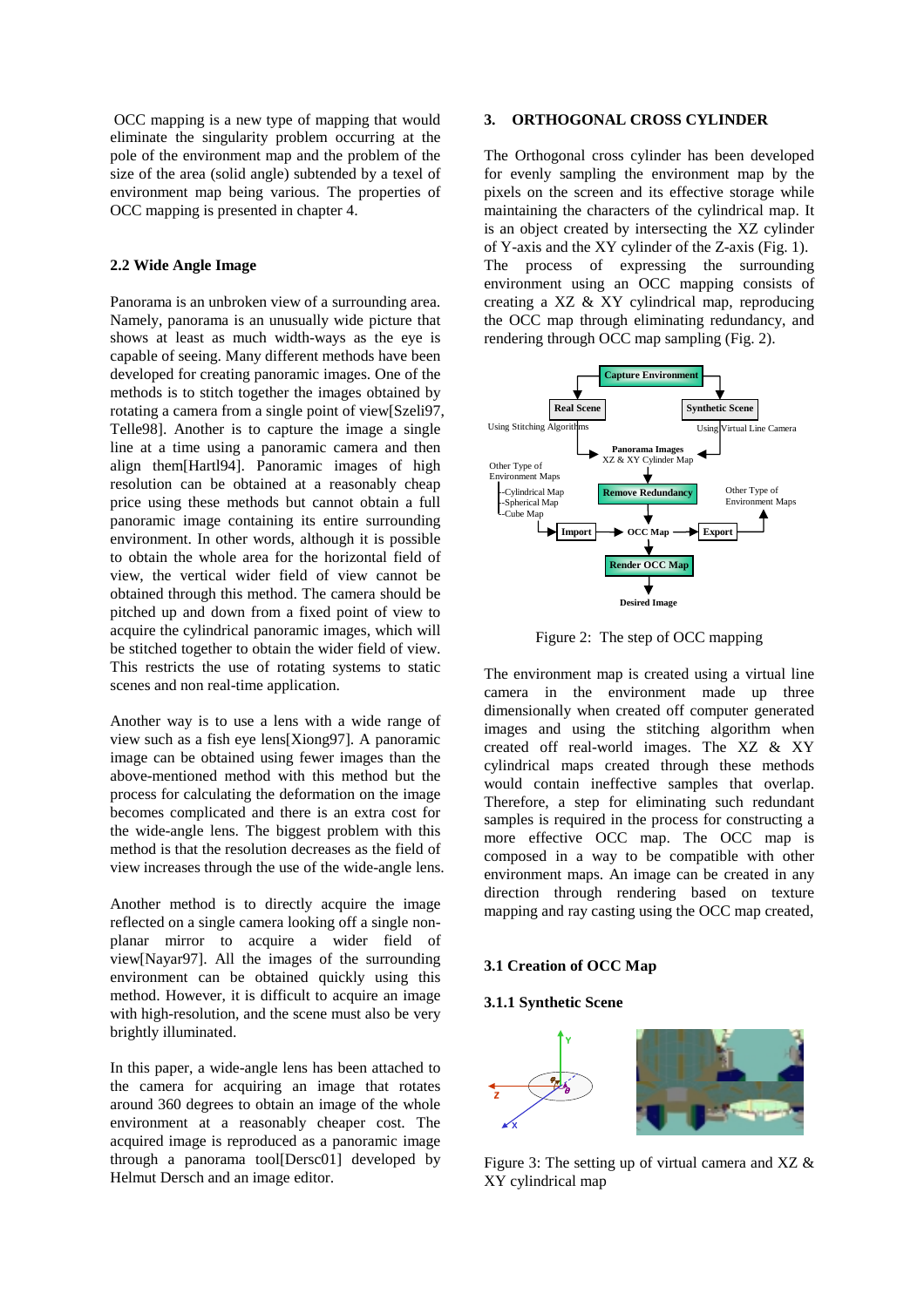OCC mapping is a new type of mapping that would eliminate the singularity problem occurring at the pole of the environment map and the problem of the size of the area (solid angle) subtended by a texel of environment map being various. The properties of OCC mapping is presented in chapter 4.

### 2.2 Wide Angle Image

Panorama is an unbroken view of a surrounding area. Namely, panorama is an unusually wide picture that shows at least as much width-ways as the eye is capable of seeing. Many different methods have been developed for creating panoramic images. One of the methods is to stitch together the images obtained by rotating a camera from a single point of view[Szeli97, Telle98]. Another is to capture the image a single line at a time using a panoramic camera and then align them[Hartl94]. Panoramic images of high resolution can be obtained at a reasonably cheap price using these methods but cannot obtain a full panoramic image containing its entire surrounding environment. In other words, although it is possible to obtain the whole area for the horizontal field of view, the vertical wider field of view cannot be obtained through this method. The camera should be pitched up and down from a fixed point of view to acquire the cylindrical panoramic images, which will be stitched together to obtain the wider field of view. This restricts the use of rotating systems to static scenes and non real-time application.

Another way is to use a lens with a wide range of view such as a fish eye lens[Xiong97]. A panoramic image can be obtained using fewer images than the above-mentioned method with this method but the process for calculating the deformation on the image becomes complicated and there is an extra cost for the wide-angle lens. The biggest problem with this method is that the resolution decreases as the field of view increases through the use of the wide-angle lens.

Another method is to directly acquire the image reflected on a single camera looking off a single non-planar mirror to acquire a wider field of view[Nayar97]. All the images of the surrounding environment can be obtained quickly using this method. However, it is difficult to acquire an image with high-resolution, and the scene must also be very brightly illuminated.

In this paper, a wide-angle lens has been attached to the camera for acquiring an image that rotates around 360 degrees to obtain an image of the whole environment at a reasonably cheaper cost. The acquired image is reproduced as a panoramic image through a panorama tool[Dersc01] developed by Helmut Dersch and an image editor.

## 3. ORTHOGONAL CROSS CYLINDER

The Orthogonal cross cylinder has been developed for evenly sampling the environment map by the pixels on the screen and its effective storage while maintaining the characters of the cylindrical map. It is an object created by intersecting the XZ cylinder of Y-axis and the XY cylinder of the Z-axis (Fig. 1). The process of expressing the surrounding environment using an OCC mapping consists of creating a XZ & XY cylindrical map, reproducing the OCC map through eliminating redundancy, and rendering through OCC map sampling (Fig. 2).

Figure 2: The step of OCC mapping

The environment map is created using a virtual line camera in the environment made up three dimensionally when created off computer generated images and using the stitching algorithm when created off real-world images. The XZ & XY cylindrical maps created through these methods would contain ineffective samples that overlap. Therefore, a step for eliminating such redundant samples is required in the process for constructing a more effective OCC map. The OCC map is composed in a way to be compatible with other environment maps. An image can be created in any direction through rendering based on texture mapping and ray casting using the OCC map created,

### 3.1 Creation of OCC Map

#### 3.1.1 Synthetic Scene

Figure 3: The setting up of virtual camera and XZ & XY cylindrical map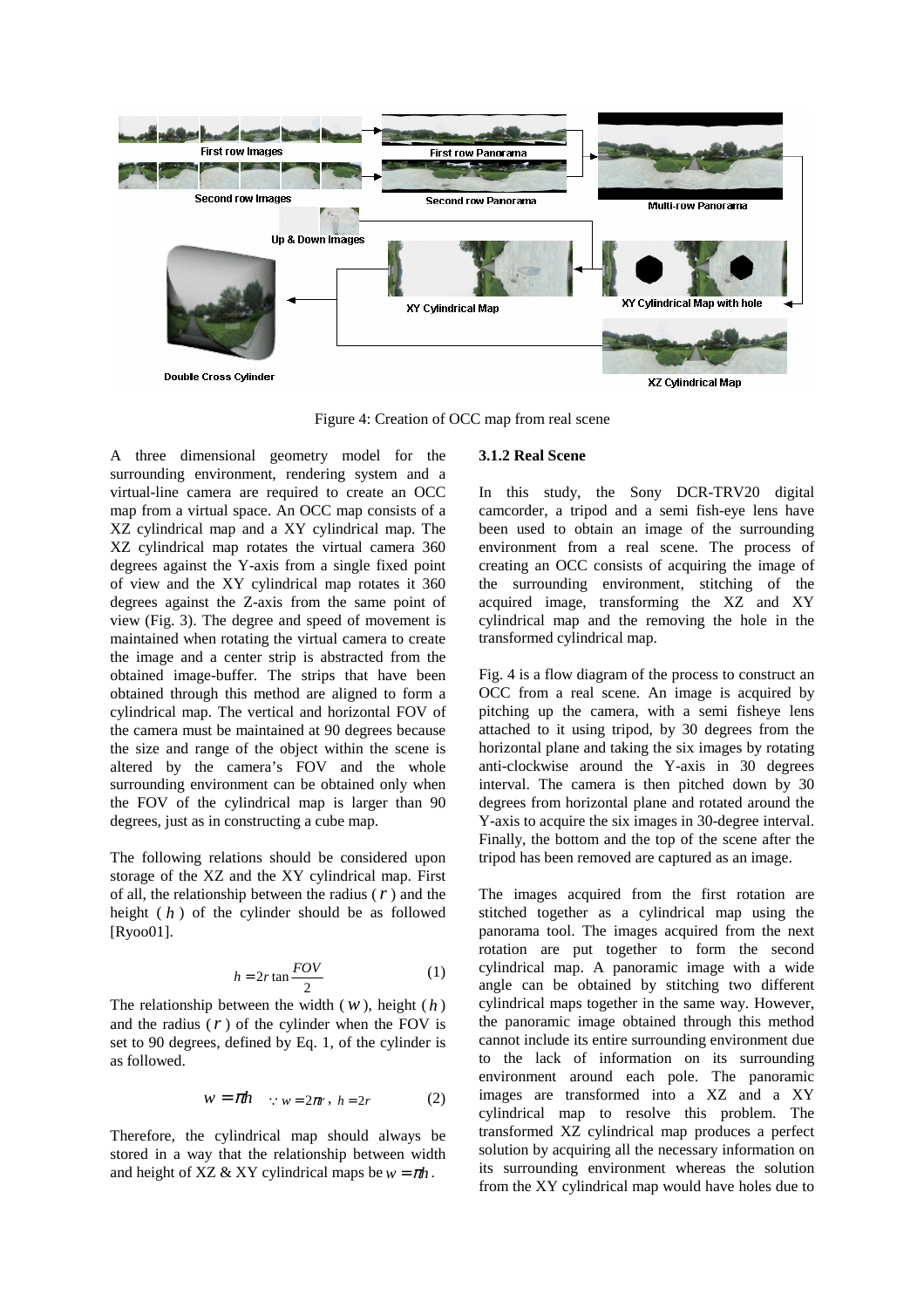Figure 4: Creation of OCC map from real scene

A three dimensional geometry model for the surrounding environment, rendering system and a virtual-line camera are required to create an OCC map from a virtual space. An OCC map consists of a XZ cylindrical map and a XY cylindrical map. The XZ cylindrical map rotates the virtual camera 360 degrees against the Y-axis from a single fixed point of view and the XY cylindrical map rotates it 360 degrees against the Z-axis from the same point of view (Fig. 3). The degree and speed of movement is maintained when rotating the virtual camera to create the image and a center strip is abstracted from the obtained image-buffer. The strips that have been obtained through this method are aligned to form a cylindrical map. The vertical and horizontal FOV of the camera must be maintained at 90 degrees because the size and range of the object within the scene is altered by the camera's FOV and the whole surrounding environment can be obtained only when the FOV of the cylindrical map is larger than 90 degrees, just as in constructing a cube map.

The following relations should be considered upon storage of the XZ and the XY cylindrical map. First of all, the relationship between the radius ($r$) and the height ($h$) of the cylinder should be as followed [Ryoo01].

$$h = 2r \tan \frac{FOV}{2} \qquad (1)$$

The relationship between the width ($w$), height ($h$) and the radius ($r$) of the cylinder when the FOV is set to 90 degrees, defined by Eq. 1, of the cylinder is as followed.

$$w = \pi h \quad \because w = 2\pi r,\ h = 2r \qquad (2)$$

Therefore, the cylindrical map should always be stored in a way that the relationship between width and height of XZ & XY cylindrical maps be $w = \pi h$.

### 3.1.2 Real Scene

In this study, the Sony DCR-TRV20 digital camcorder, a tripod and a semi fish-eye lens have been used to obtain an image of the surrounding environment from a real scene. The process of creating an OCC consists of acquiring the image of the surrounding environment, stitching of the acquired image, transforming the XZ and XY cylindrical map and the removing the hole in the transformed cylindrical map.

Fig. 4 is a flow diagram of the process to construct an OCC from a real scene. An image is acquired by pitching up the camera, with a semi fisheye lens attached to it using tripod, by 30 degrees from the horizontal plane and taking the six images by rotating anti-clockwise around the Y-axis in 30 degrees interval. The camera is then pitched down by 30 degrees from horizontal plane and rotated around the Y-axis to acquire the six images in 30-degree interval. Finally, the bottom and the top of the scene after the tripod has been removed are captured as an image.

The images acquired from the first rotation are stitched together as a cylindrical map using the panorama tool. The images acquired from the next rotation are put together to form the second cylindrical map. A panoramic image with a wide angle can be obtained by stitching two different cylindrical maps together in the same way. However, the panoramic image obtained through this method cannot include its entire surrounding environment due to the lack of information on its surrounding environment around each pole. The panoramic images are transformed into a XZ and a XY cylindrical map to resolve this problem. The transformed XZ cylindrical map produces a perfect solution by acquiring all the necessary information on its surrounding environment whereas the solution from the XY cylindrical map would have holes due to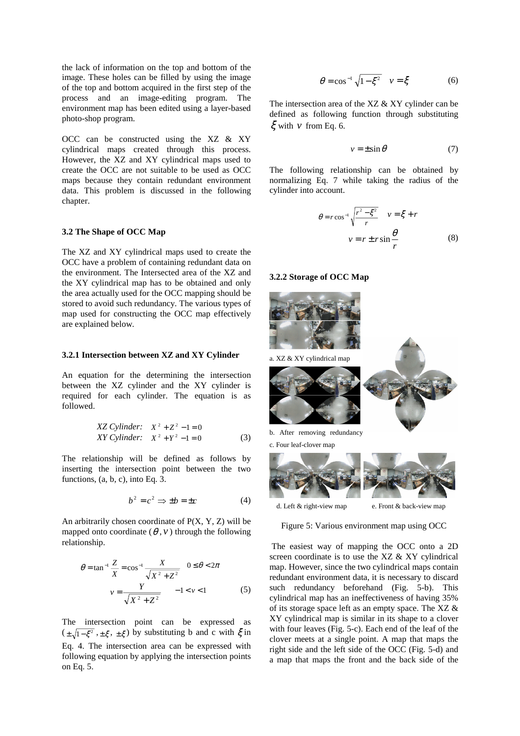the lack of information on the top and bottom of the image. These holes can be filled by using the image of the top and bottom acquired in the first step of the process and an image-editing program. The environment map has been edited using a layer-based photo-shop program.

OCC can be constructed using the XZ & XY cylindrical maps created through this process. However, the XZ and XY cylindrical maps used to create the OCC are not suitable to be used as OCC maps because they contain redundant environment data. This problem is discussed in the following chapter.

### 3.2 The Shape of OCC Map

The XZ and XY cylindrical maps used to create the OCC have a problem of containing redundant data on the environment. The Intersected area of the XZ and the XY cylindrical map has to be obtained and only the area actually used for the OCC mapping should be stored to avoid such redundancy. The various types of map used for constructing the OCC map effectively are explained below.

#### 3.2.1 Intersection between XZ and XY Cylinder

An equation for the determining the intersection between the XZ cylinder and the XY cylinder is required for each cylinder. The equation is as followed.

$$\begin{aligned} &\textit{XZ Cylinder:} \quad X^2 + Z^2 - 1 = 0 \\ &\textit{XY Cylinder:} \quad X^2 + Y^2 - 1 = 0 \end{aligned} \tag{3}$$

The relationship will be defined as follows by inserting the intersection point between the two functions, (a, b, c), into Eq. 3.

$$b^2 = c^2 \Rightarrow \pm b = \pm c \tag{4}$$

An arbitrarily chosen coordinate of P(X, Y, Z) will be mapped onto coordinate ($\theta, v$) through the following relationship.

$$\begin{aligned} \theta &= \tan^{-1}\frac{Z}{X} = \cos^{-1}\frac{X}{\sqrt{X^2+Z^2}} \quad 0 \le \theta < 2\pi \\ v &= \frac{Y}{\sqrt{X^2+Z^2}} \qquad -1 < v < 1 \end{aligned} \tag{5}$$

The intersection point can be expressed as ($\pm\sqrt{1-\xi^2}, \pm\xi, \pm\xi$) by substituting b and c with $\xi$ in Eq. 4. The intersection area can be expressed with following equation by applying the intersection points on Eq. 5.

$$\theta = \cos^{-1}\sqrt{1-\xi^2} \quad v = \xi \tag{6}$$

The intersection area of the XZ & XY cylinder can be defined as following function through substituting $\xi$ with $v$ from Eq. 6.

$$v = \pm\sin\theta \tag{7}$$

The following relationship can be obtained by normalizing Eq. 7 while taking the radius of the cylinder into account.

$$\begin{aligned} \theta &= r\cos^{-1}\sqrt{\frac{r^2-\xi^2}{r}} \quad v = \xi + r \\ v &= r \pm r\sin\frac{\theta}{r} \end{aligned} \tag{8}$$

#### 3.2.2 Storage of OCC Map

a. XZ & XY cylindrical map

b. After removing redundancy

c. Four leaf-clover map

d. Left & right-view map

e. Front & back-view map

Figure 5: Various environment map using OCC

The easiest way of mapping the OCC onto a 2D screen coordinate is to use the XZ & XY cylindrical map. However, since the two cylindrical maps contain redundant environment data, it is necessary to discard such redundancy beforehand (Fig. 5-b). This cylindrical map has an ineffectiveness of having 35% of its storage space left as an empty space. The XZ & XY cylindrical map is similar in its shape to a clover with four leaves (Fig. 5-c). Each end of the leaf of the clover meets at a single point. A map that maps the right side and the left side of the OCC (Fig. 5-d) and a map that maps the front and the back side of the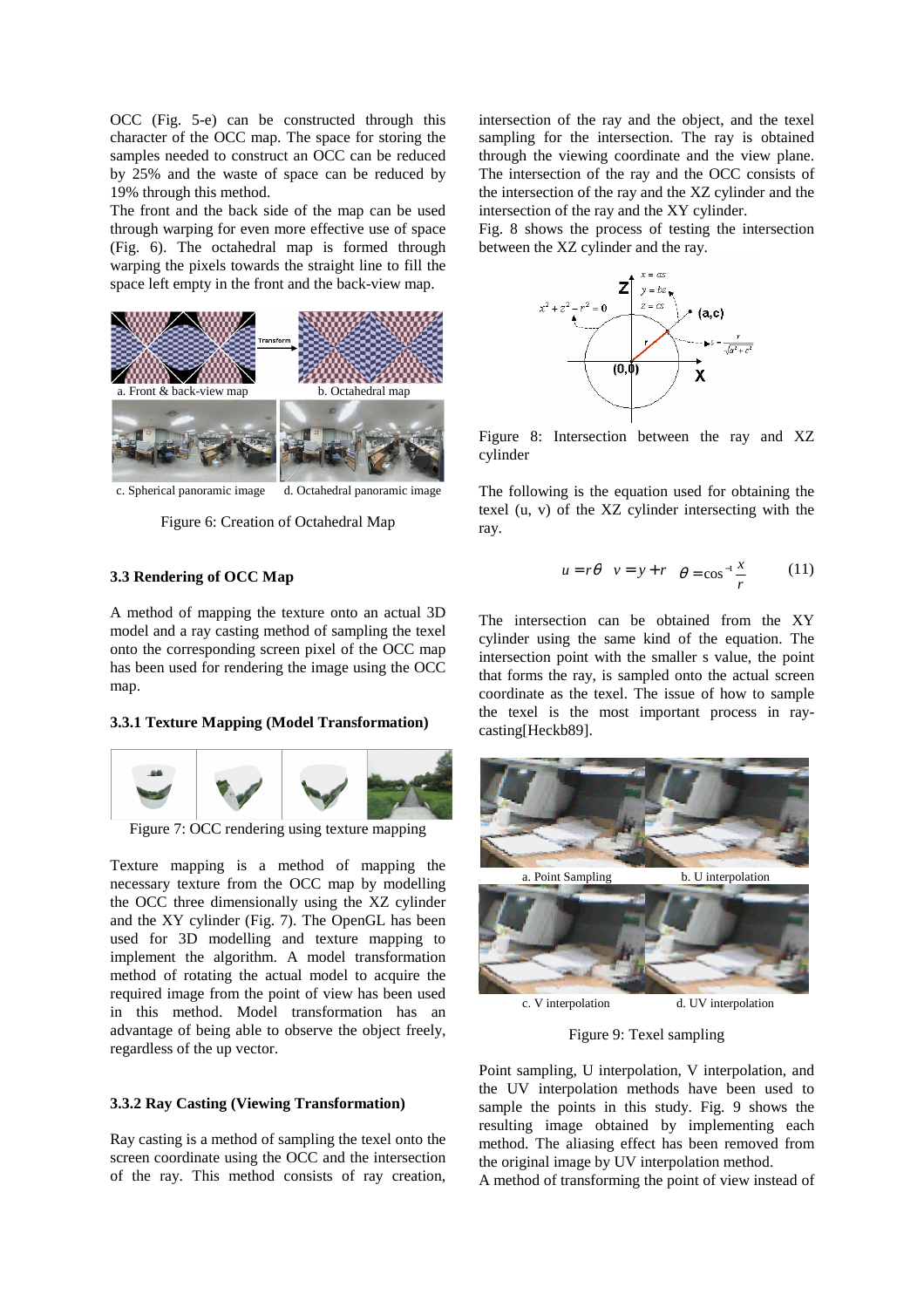OCC (Fig. 5-e) can be constructed through this character of the OCC map. The space for storing the samples needed to construct an OCC can be reduced by 25% and the waste of space can be reduced by 19% through this method.

The front and the back side of the map can be used through warping for even more effective use of space (Fig. 6). The octahedral map is formed through warping the pixels towards the straight line to fill the space left empty in the front and the back-view map.

a. Front & back-view map　b. Octahedral map

c. Spherical panoramic image　d. Octahedral panoramic image

Figure 6: Creation of Octahedral Map

### 3.3 Rendering of OCC Map

A method of mapping the texture onto an actual 3D model and a ray casting method of sampling the texel onto the corresponding screen pixel of the OCC map has been used for rendering the image using the OCC map.

#### 3.3.1 Texture Mapping (Model Transformation)

Figure 7: OCC rendering using texture mapping

Texture mapping is a method of mapping the necessary texture from the OCC map by modelling the OCC three dimensionally using the XZ cylinder and the XY cylinder (Fig. 7). The OpenGL has been used for 3D modelling and texture mapping to implement the algorithm. A model transformation method of rotating the actual model to acquire the required image from the point of view has been used in this method. Model transformation has an advantage of being able to observe the object freely, regardless of the up vector.

#### 3.3.2 Ray Casting (Viewing Transformation)

Ray casting is a method of sampling the texel onto the screen coordinate using the OCC and the intersection of the ray. This method consists of ray creation, intersection of the ray and the object, and the texel sampling for the intersection. The ray is obtained through the viewing coordinate and the view plane. The intersection of the ray and the OCC consists of the intersection of the ray and the XZ cylinder and the intersection of the ray and the XY cylinder.

Fig. 8 shows the process of testing the intersection between the XZ cylinder and the ray.

Figure 8: Intersection between the ray and XZ cylinder

The following is the equation used for obtaining the texel (u, v) of the XZ cylinder intersecting with the ray.

$$u = r\theta \quad v = y + r \quad \theta = \cos^{-1}\frac{x}{r} \tag{11}$$

The intersection can be obtained from the XY cylinder using the same kind of the equation. The intersection point with the smaller s value, the point that forms the ray, is sampled onto the actual screen coordinate as the texel. The issue of how to sample the texel is the most important process in ray-casting[Heckb89].

a. Point Sampling　b. U interpolation

c. V interpolation　d. UV interpolation

Figure 9: Texel sampling

Point sampling, U interpolation, V interpolation, and the UV interpolation methods have been used to sample the points in this study. Fig. 9 shows the resulting image obtained by implementing each method. The aliasing effect has been removed from the original image by UV interpolation method.

A method of transforming the point of view instead of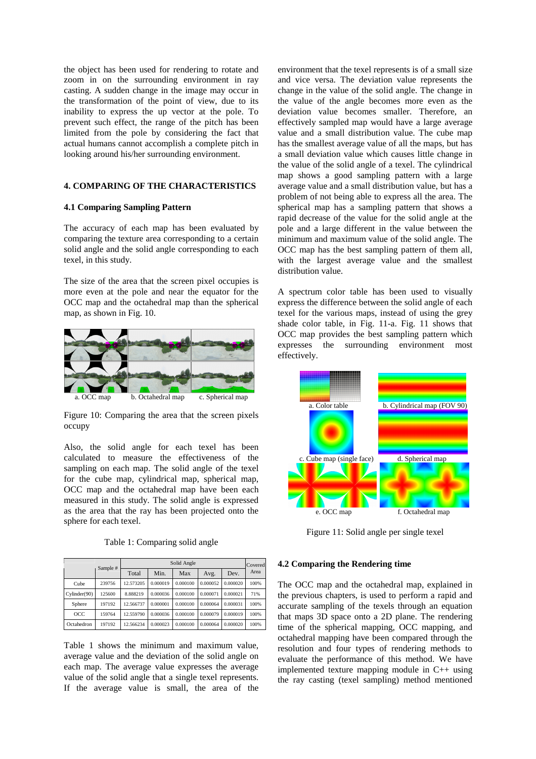the object has been used for rendering to rotate and zoom in on the surrounding environment in ray casting. A sudden change in the image may occur in the transformation of the point of view, due to its inability to express the up vector at the pole. To prevent such effect, the range of the pitch has been limited from the pole by considering the fact that actual humans cannot accomplish a complete pitch in looking around his/her surrounding environment.

## 4. COMPARING OF THE CHARACTERISTICS

### 4.1 Comparing Sampling Pattern

The accuracy of each map has been evaluated by comparing the texture area corresponding to a certain solid angle and the solid angle corresponding to each texel, in this study.

The size of the area that the screen pixel occupies is more even at the pole and near the equator for the OCC map and the octahedral map than the spherical map, as shown in Fig. 10.

a. OCC map    b. Octahedral map    c. Spherical map

Figure 10: Comparing the area that the screen pixels occupy

Also, the solid angle for each texel has been calculated to measure the effectiveness of the sampling on each map. The solid angle of the texel for the cube map, cylindrical map, spherical map, OCC map and the octahedral map have been each measured in this study. The solid angle is expressed as the area that the ray has been projected onto the sphere for each texel.

Table 1: Comparing solid angle

| | Sample # | Solid Angle | | | | | Covered Area |
|---|---|---|---|---|---|---|---|
| | | Total | Min. | Max | Avg. | Dev. | |
| Cube | 239756 | 12.573205 | 0.000019 | 0.000100 | 0.000052 | 0.000020 | 100% |
| Cylinder(90) | 125600 | 8.888219 | 0.000036 | 0.000100 | 0.000071 | 0.000021 | 71% |
| Sphere | 197192 | 12.566737 | 0.000001 | 0.000100 | 0.000064 | 0.000031 | 100% |
| OCC | 159764 | 12.559790 | 0.000036 | 0.000100 | 0.000079 | 0.000019 | 100% |
| Octahedron | 197192 | 12.566234 | 0.000023 | 0.000100 | 0.000064 | 0.000020 | 100% |

Table 1 shows the minimum and maximum value, average value and the deviation of the solid angle on each map. The average value expresses the average value of the solid angle that a single texel represents. If the average value is small, the area of the environment that the texel represents is of a small size and vice versa. The deviation value represents the change in the value of the solid angle. The change in the value of the angle becomes more even as the deviation value becomes smaller. Therefore, an effectively sampled map would have a large average value and a small distribution value. The cube map has the smallest average value of all the maps, but has a small deviation value which causes little change in the value of the solid angle of a texel. The cylindrical map shows a good sampling pattern with a large average value and a small distribution value, but has a problem of not being able to express all the area. The spherical map has a sampling pattern that shows a rapid decrease of the value for the solid angle at the pole and a large different in the value between the minimum and maximum value of the solid angle. The OCC map has the best sampling pattern of them all, with the largest average value and the smallest distribution value.

A spectrum color table has been used to visually express the difference between the solid angle of each texel for the various maps, instead of using the grey shade color table, in Fig. 11-a. Fig. 11 shows that OCC map provides the best sampling pattern which expresses the surrounding environment most effectively.

a. Color table    b. Cylindrical map (FOV 90)
c. Cube map (single face)    d. Spherical map
e. OCC map    f. Octahedral map

Figure 11: Solid angle per single texel

### 4.2 Comparing the Rendering time

The OCC map and the octahedral map, explained in the previous chapters, is used to perform a rapid and accurate sampling of the texels through an equation that maps 3D space onto a 2D plane. The rendering time of the spherical mapping, OCC mapping, and octahedral mapping have been compared through the resolution and four types of rendering methods to evaluate the performance of this method. We have implemented texture mapping module in C++ using the ray casting (texel sampling) method mentioned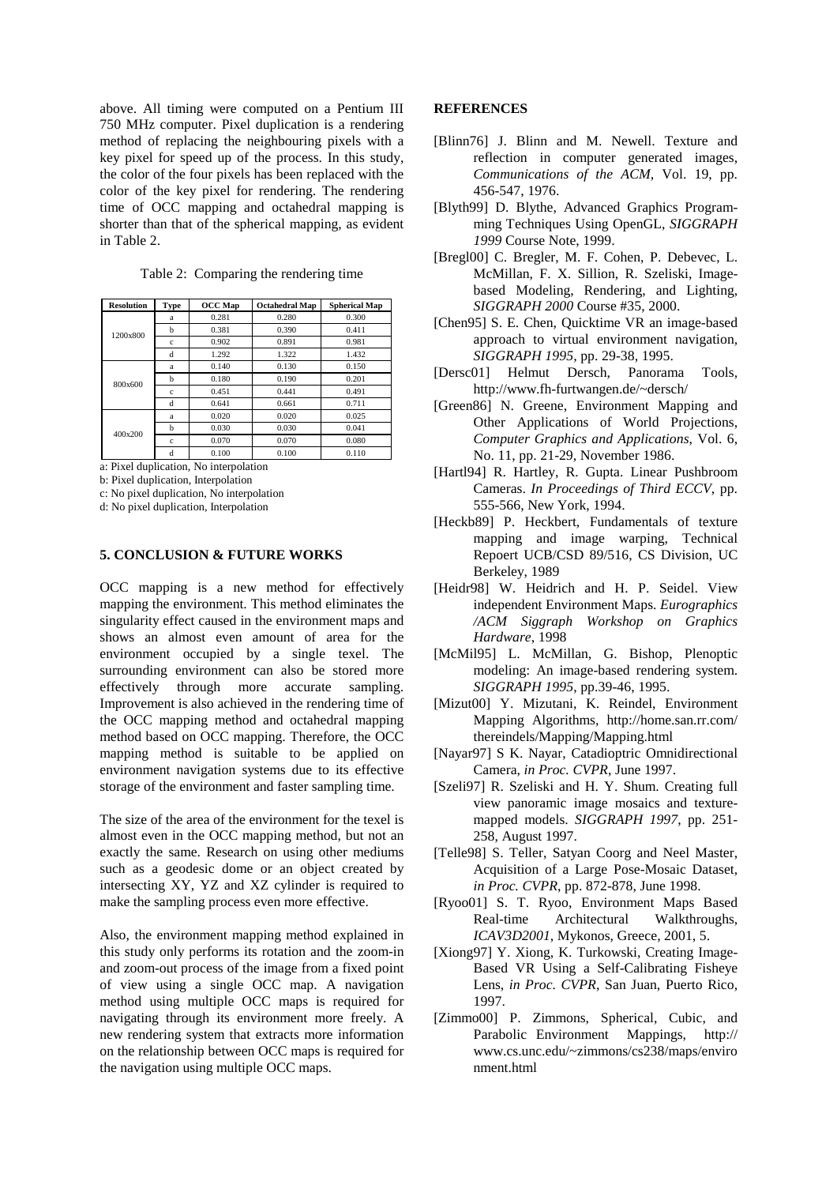above. All timing were computed on a Pentium III 750 MHz computer. Pixel duplication is a rendering method of replacing the neighbouring pixels with a key pixel for speed up of the process. In this study, the color of the four pixels has been replaced with the color of the key pixel for rendering. The rendering time of OCC mapping and octahedral mapping is shorter than that of the spherical mapping, as evident in Table 2.

Table 2: Comparing the rendering time

| Resolution | Type | OCC Map | Octahedral Map | Spherical Map |
|---|---|---|---|---|
| 1200x800 | a | 0.281 | 0.280 | 0.300 |
| | b | 0.381 | 0.390 | 0.411 |
| | c | 0.902 | 0.891 | 0.981 |
| | d | 1.292 | 1.322 | 1.432 |
| 800x600 | a | 0.140 | 0.130 | 0.150 |
| | b | 0.180 | 0.190 | 0.201 |
| | c | 0.451 | 0.441 | 0.491 |
| | d | 0.641 | 0.661 | 0.711 |
| 400x200 | a | 0.020 | 0.020 | 0.025 |
| | b | 0.030 | 0.030 | 0.041 |
| | c | 0.070 | 0.070 | 0.080 |
| | d | 0.100 | 0.100 | 0.110 |

a: Pixel duplication, No interpolation

b: Pixel duplication, Interpolation

c: No pixel duplication, No interpolation

d: No pixel duplication, Interpolation

## 5. CONCLUSION & FUTURE WORKS

OCC mapping is a new method for effectively mapping the environment. This method eliminates the singularity effect caused in the environment maps and shows an almost even amount of area for the environment occupied by a single texel. The surrounding environment can also be stored more effectively through more accurate sampling. Improvement is also achieved in the rendering time of the OCC mapping method and octahedral mapping method based on OCC mapping. Therefore, the OCC mapping method is suitable to be applied on environment navigation systems due to its effective storage of the environment and faster sampling time.

The size of the area of the environment for the texel is almost even in the OCC mapping method, but not an exactly the same. Research on using other mediums such as a geodesic dome or an object created by intersecting XY, YZ and XZ cylinder is required to make the sampling process even more effective.

Also, the environment mapping method explained in this study only performs its rotation and the zoom-in and zoom-out process of the image from a fixed point of view using a single OCC map. A navigation method using multiple OCC maps is required for navigating through its environment more freely. A new rendering system that extracts more information on the relationship between OCC maps is required for the navigation using multiple OCC maps.

## REFERENCES

[Blinn76] J. Blinn and M. Newell. Texture and reflection in computer generated images, *Communications of the ACM*, Vol. 19, pp. 456-547, 1976.

[Blyth99] D. Blythe, Advanced Graphics Programming Techniques Using OpenGL, *SIGGRAPH 1999* Course Note, 1999.

[Bregl00] C. Bregler, M. F. Cohen, P. Debevec, L. McMillan, F. X. Sillion, R. Szeliski, Image-based Modeling, Rendering, and Lighting, *SIGGRAPH 2000* Course #35, 2000.

[Chen95] S. E. Chen, Quicktime VR an image-based approach to virtual environment navigation, *SIGGRAPH 1995*, pp. 29-38, 1995.

[Dersc01] Helmut Dersch, Panorama Tools, http://www.fh-furtwangen.de/~dersch/

[Green86] N. Greene, Environment Mapping and Other Applications of World Projections, *Computer Graphics and Applications*, Vol. 6, No. 11, pp. 21-29, November 1986.

[Hartl94] R. Hartley, R. Gupta. Linear Pushbroom Cameras. *In Proceedings of Third ECCV*, pp. 555-566, New York, 1994.

[Heckb89] P. Heckbert, Fundamentals of texture mapping and image warping, Technical Repoert UCB/CSD 89/516, CS Division, UC Berkeley, 1989

[Heidr98] W. Heidrich and H. P. Seidel. View independent Environment Maps. *Eurographics /ACM Siggraph Workshop on Graphics Hardware*, 1998

[McMil95] L. McMillan, G. Bishop, Plenoptic modeling: An image-based rendering system. *SIGGRAPH 1995*, pp.39-46, 1995.

[Mizut00] Y. Mizutani, K. Reindel, Environment Mapping Algorithms, http://home.san.rr.com/thereindels/Mapping/Mapping.html

[Nayar97] S K. Nayar, Catadioptric Omnidirectional Camera, *in Proc. CVPR*, June 1997.

[Szeli97] R. Szeliski and H. Y. Shum. Creating full view panoramic image mosaics and texture-mapped models. *SIGGRAPH 1997*, pp. 251-258, August 1997.

[Telle98] S. Teller, Satyan Coorg and Neel Master, Acquisition of a Large Pose-Mosaic Dataset, *in Proc. CVPR*, pp. 872-878, June 1998.

[Ryoo01] S. T. Ryoo, Environment Maps Based Real-time Architectural Walkthroughs, *ICAV3D2001*, Mykonos, Greece, 2001, 5.

[Xiong97] Y. Xiong, K. Turkowski, Creating Image-Based VR Using a Self-Calibrating Fisheye Lens, *in Proc. CVPR*, San Juan, Puerto Rico, 1997.

[Zimmo00] P. Zimmons, Spherical, Cubic, and Parabolic Environment Mappings, http://www.cs.unc.edu/~zimmons/cs238/maps/environment.html